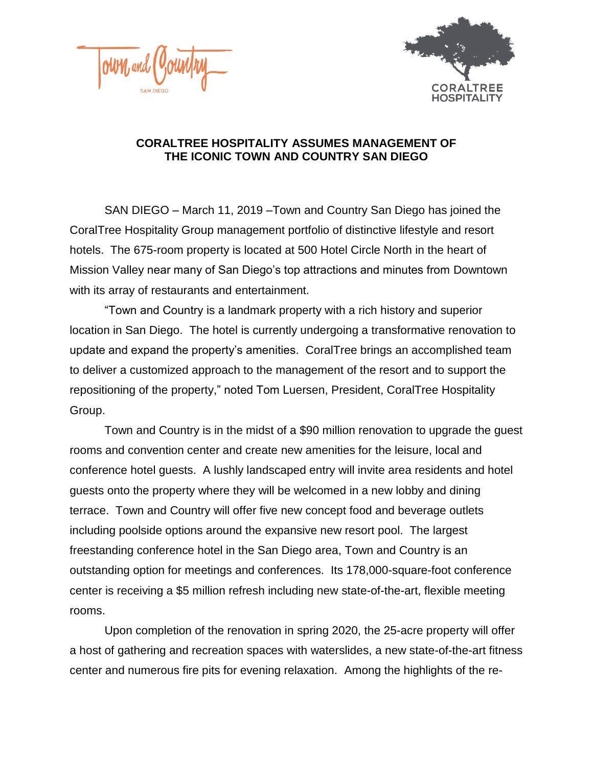# CORALTREE HOSPITALITY ASSUMES MANAGEMENT OF THE ICONIC TOWN AND COUNTRY SAN DIEGO

SAN DIEGO – March 11, 2019 –Town and Country San Diego has joined the CoralTree Hospitality Group management portfolio of distinctive lifestyle and resort hotels. The 675-room property is located at 500 Hotel Circle North in the heart of Mission Valley near many of San Diego's top attractions and minutes from Downtown with its array of restaurants and entertainment.

"Town and Country is a landmark property with a rich history and superior location in San Diego. The hotel is currently undergoing a transformative renovation to update and expand the property's amenities. CoralTree brings an accomplished team to deliver a customized approach to the management of the resort and to support the repositioning of the property," noted Tom Luersen, President, CoralTree Hospitality Group.

Town and Country is in the midst of a $90 million renovation to upgrade the guest rooms and convention center and create new amenities for the leisure, local and conference hotel guests. A lushly landscaped entry will invite area residents and hotel guests onto the property where they will be welcomed in a new lobby and dining terrace. Town and Country will offer five new concept food and beverage outlets including poolside options around the expansive new resort pool. The largest freestanding conference hotel in the San Diego area, Town and Country is an outstanding option for meetings and conferences. Its 178,000-square-foot conference center is receiving a $5 million refresh including new state-of-the-art, flexible meeting rooms.

Upon completion of the renovation in spring 2020, the 25-acre property will offer a host of gathering and recreation spaces with waterslides, a new state-of-the-art fitness center and numerous fire pits for evening relaxation. Among the highlights of the re-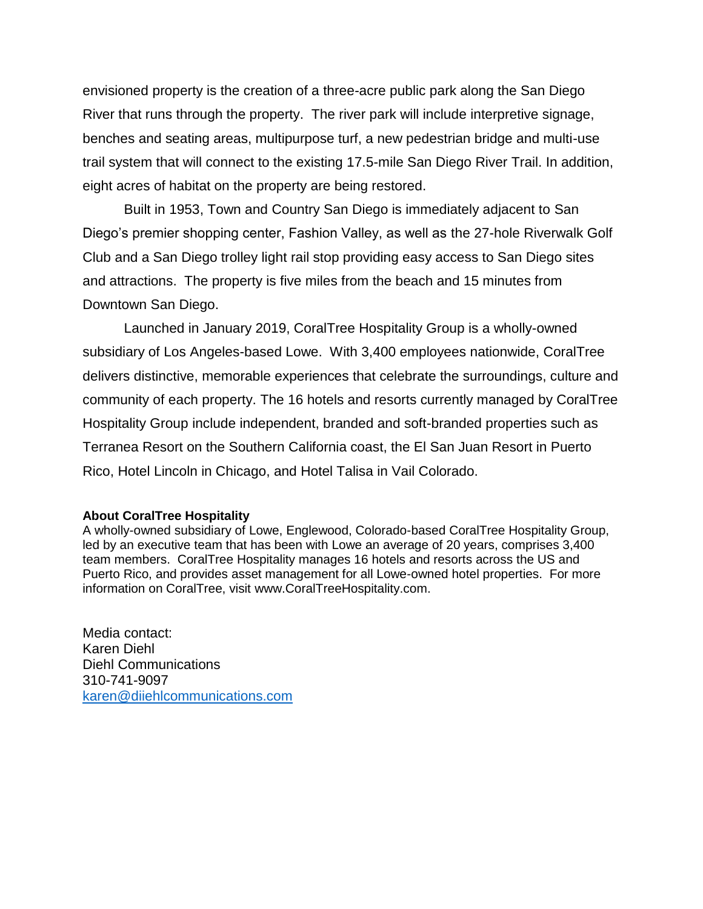envisioned property is the creation of a three-acre public park along the San Diego River that runs through the property. The river park will include interpretive signage, benches and seating areas, multipurpose turf, a new pedestrian bridge and multi-use trail system that will connect to the existing 17.5-mile San Diego River Trail. In addition, eight acres of habitat on the property are being restored.

Built in 1953, Town and Country San Diego is immediately adjacent to San Diego's premier shopping center, Fashion Valley, as well as the 27-hole Riverwalk Golf Club and a San Diego trolley light rail stop providing easy access to San Diego sites and attractions. The property is five miles from the beach and 15 minutes from Downtown San Diego.

Launched in January 2019, CoralTree Hospitality Group is a wholly-owned subsidiary of Los Angeles-based Lowe. With 3,400 employees nationwide, CoralTree delivers distinctive, memorable experiences that celebrate the surroundings, culture and community of each property. The 16 hotels and resorts currently managed by CoralTree Hospitality Group include independent, branded and soft-branded properties such as Terranea Resort on the Southern California coast, the El San Juan Resort in Puerto Rico, Hotel Lincoln in Chicago, and Hotel Talisa in Vail Colorado.

**About CoralTree Hospitality**

A wholly-owned subsidiary of Lowe, Englewood, Colorado-based CoralTree Hospitality Group, led by an executive team that has been with Lowe an average of 20 years, comprises 3,400 team members. CoralTree Hospitality manages 16 hotels and resorts across the US and Puerto Rico, and provides asset management for all Lowe-owned hotel properties. For more information on CoralTree, visit www.CoralTreeHospitality.com.

Media contact:
Karen Diehl
Diehl Communications
310-741-9097
karen@diiehlcommunications.com